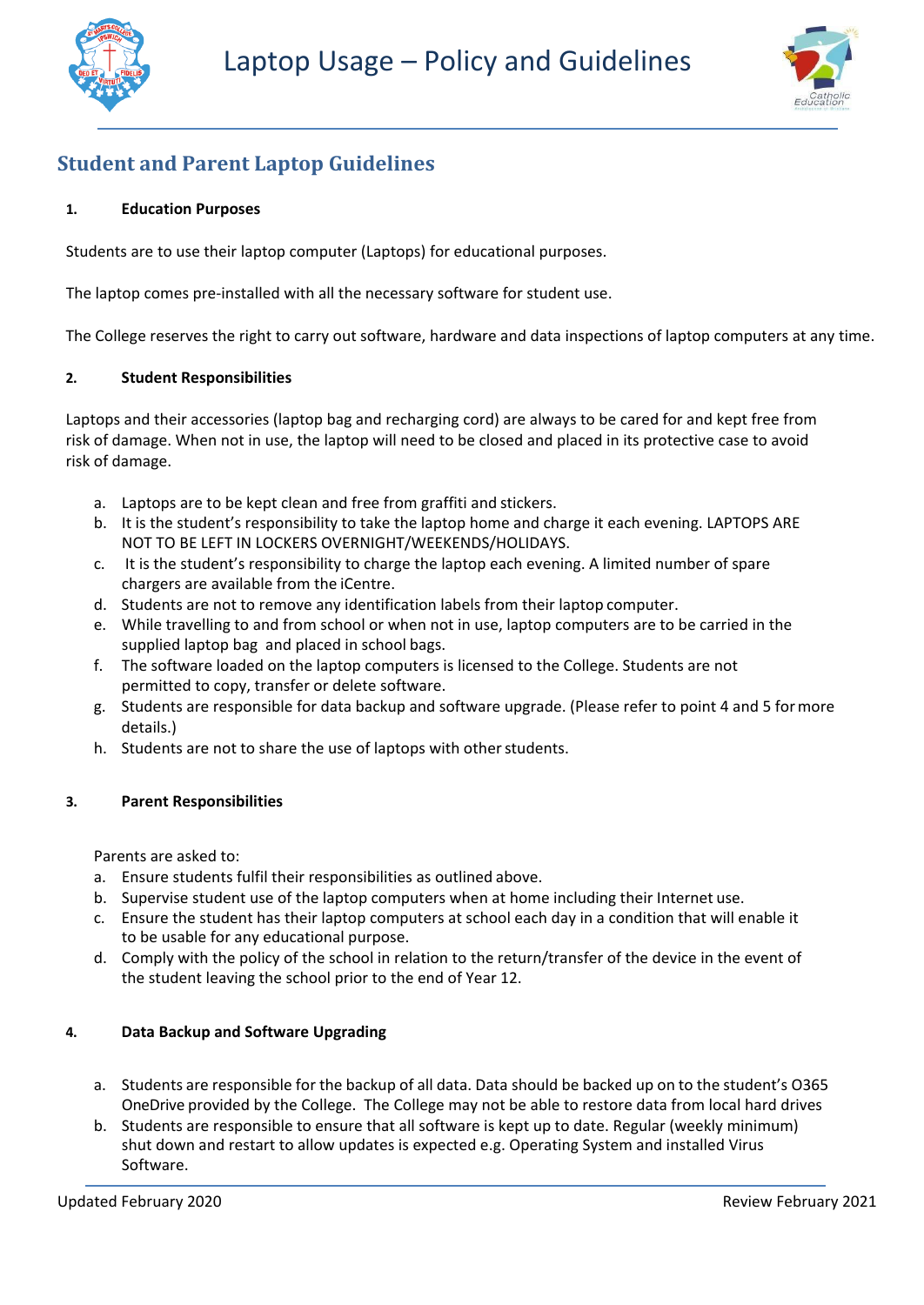# Laptop Usage – Policy and Guidelines

## Student and Parent Laptop Guidelines

### 1. Education Purposes

Students are to use their laptop computer (Laptops) for educational purposes.

The laptop comes pre-installed with all the necessary software for student use.

The College reserves the right to carry out software, hardware and data inspections of laptop computers at any time.

### 2. Student Responsibilities

Laptops and their accessories (laptop bag and recharging cord) are always to be cared for and kept free from risk of damage. When not in use, the laptop will need to be closed and placed in its protective case to avoid risk of damage.

a. Laptops are to be kept clean and free from graffiti and stickers.
b. It is the student's responsibility to take the laptop home and charge it each evening. LAPTOPS ARE NOT TO BE LEFT IN LOCKERS OVERNIGHT/WEEKENDS/HOLIDAYS.
c. It is the student's responsibility to charge the laptop each evening. A limited number of spare chargers are available from the iCentre.
d. Students are not to remove any identification labels from their laptop computer.
e. While travelling to and from school or when not in use, laptop computers are to be carried in the supplied laptop bag and placed in school bags.
f. The software loaded on the laptop computers is licensed to the College. Students are not permitted to copy, transfer or delete software.
g. Students are responsible for data backup and software upgrade. (Please refer to point 4 and 5 for more details.)
h. Students are not to share the use of laptops with other students.

### 3. Parent Responsibilities

Parents are asked to:

a. Ensure students fulfil their responsibilities as outlined above.
b. Supervise student use of the laptop computers when at home including their Internet use.
c. Ensure the student has their laptop computers at school each day in a condition that will enable it to be usable for any educational purpose.
d. Comply with the policy of the school in relation to the return/transfer of the device in the event of the student leaving the school prior to the end of Year 12.

### 4. Data Backup and Software Upgrading

a. Students are responsible for the backup of all data. Data should be backed up on to the student's O365 OneDrive provided by the College. The College may not be able to restore data from local hard drives
b. Students are responsible to ensure that all software is kept up to date. Regular (weekly minimum) shut down and restart to allow updates is expected e.g. Operating System and installed Virus Software.

Updated February 2020 Review February 2021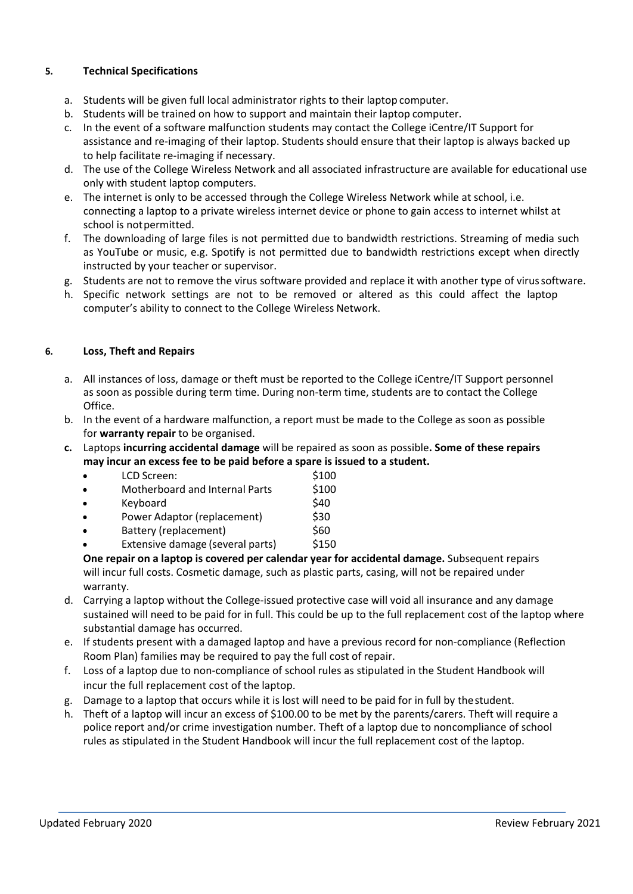## 5. Technical Specifications

a. Students will be given full local administrator rights to their laptop computer.
b. Students will be trained on how to support and maintain their laptop computer.
c. In the event of a software malfunction students may contact the College iCentre/IT Support for assistance and re-imaging of their laptop. Students should ensure that their laptop is always backed up to help facilitate re-imaging if necessary.
d. The use of the College Wireless Network and all associated infrastructure are available for educational use only with student laptop computers.
e. The internet is only to be accessed through the College Wireless Network while at school, i.e. connecting a laptop to a private wireless internet device or phone to gain access to internet whilst at school is not permitted.
f. The downloading of large files is not permitted due to bandwidth restrictions. Streaming of media such as YouTube or music, e.g. Spotify is not permitted due to bandwidth restrictions except when directly instructed by your teacher or supervisor.
g. Students are not to remove the virus software provided and replace it with another type of virus software.
h. Specific network settings are not to be removed or altered as this could affect the laptop computer's ability to connect to the College Wireless Network.

## 6. Loss, Theft and Repairs

a. All instances of loss, damage or theft must be reported to the College iCentre/IT Support personnel as soon as possible during term time. During non-term time, students are to contact the College Office.
b. In the event of a hardware malfunction, a report must be made to the College as soon as possible for **warranty repair** to be organised.
c. Laptops **incurring accidental damage** will be repaired as soon as possible**. Some of these repairs may incur an excess fee to be paid before a spare is issued to a student.**
   - LCD Screen: $100
   - Motherboard and Internal Parts $100
   - Keyboard $40
   - Power Adaptor (replacement) $30
   - Battery (replacement) $60
   - Extensive damage (several parts) $150

   **One repair on a laptop is covered per calendar year for accidental damage.** Subsequent repairs will incur full costs. Cosmetic damage, such as plastic parts, casing, will not be repaired under warranty.
d. Carrying a laptop without the College-issued protective case will void all insurance and any damage sustained will need to be paid for in full. This could be up to the full replacement cost of the laptop where substantial damage has occurred.
e. If students present with a damaged laptop and have a previous record for non-compliance (Reflection Room Plan) families may be required to pay the full cost of repair.
f. Loss of a laptop due to non-compliance of school rules as stipulated in the Student Handbook will incur the full replacement cost of the laptop.
g. Damage to a laptop that occurs while it is lost will need to be paid for in full by the student.
h. Theft of a laptop will incur an excess of $100.00 to be met by the parents/carers. Theft will require a police report and/or crime investigation number. Theft of a laptop due to noncompliance of school rules as stipulated in the Student Handbook will incur the full replacement cost of the laptop.

Updated February 2020 Review February 2021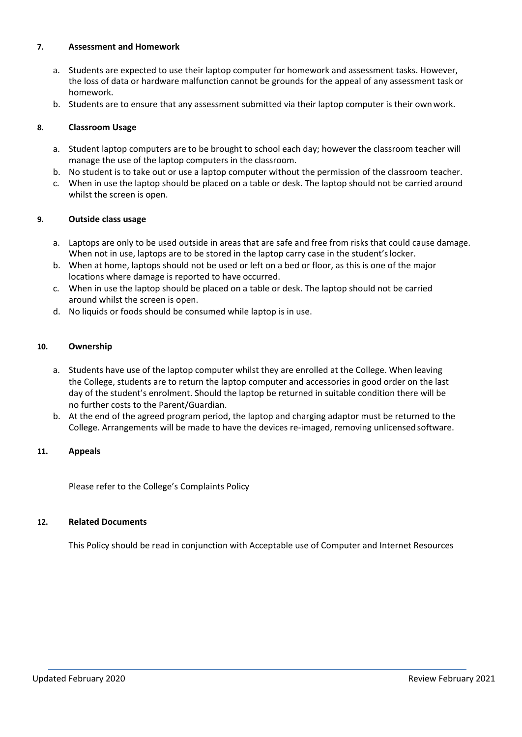## 7. Assessment and Homework

a. Students are expected to use their laptop computer for homework and assessment tasks. However, the loss of data or hardware malfunction cannot be grounds for the appeal of any assessment task or homework.
b. Students are to ensure that any assessment submitted via their laptop computer is their own work.

## 8. Classroom Usage

a. Student laptop computers are to be brought to school each day; however the classroom teacher will manage the use of the laptop computers in the classroom.
b. No student is to take out or use a laptop computer without the permission of the classroom teacher.
c. When in use the laptop should be placed on a table or desk. The laptop should not be carried around whilst the screen is open.

## 9. Outside class usage

a. Laptops are only to be used outside in areas that are safe and free from risks that could cause damage. When not in use, laptops are to be stored in the laptop carry case in the student's locker.
b. When at home, laptops should not be used or left on a bed or floor, as this is one of the major locations where damage is reported to have occurred.
c. When in use the laptop should be placed on a table or desk. The laptop should not be carried around whilst the screen is open.
d. No liquids or foods should be consumed while laptop is in use.

## 10. Ownership

a. Students have use of the laptop computer whilst they are enrolled at the College. When leaving the College, students are to return the laptop computer and accessories in good order on the last day of the student's enrolment. Should the laptop be returned in suitable condition there will be no further costs to the Parent/Guardian.
b. At the end of the agreed program period, the laptop and charging adaptor must be returned to the College. Arrangements will be made to have the devices re-imaged, removing unlicensed software.

## 11. Appeals

Please refer to the College's Complaints Policy

## 12. Related Documents

This Policy should be read in conjunction with Acceptable use of Computer and Internet Resources

Updated February 2020 Review February 2021